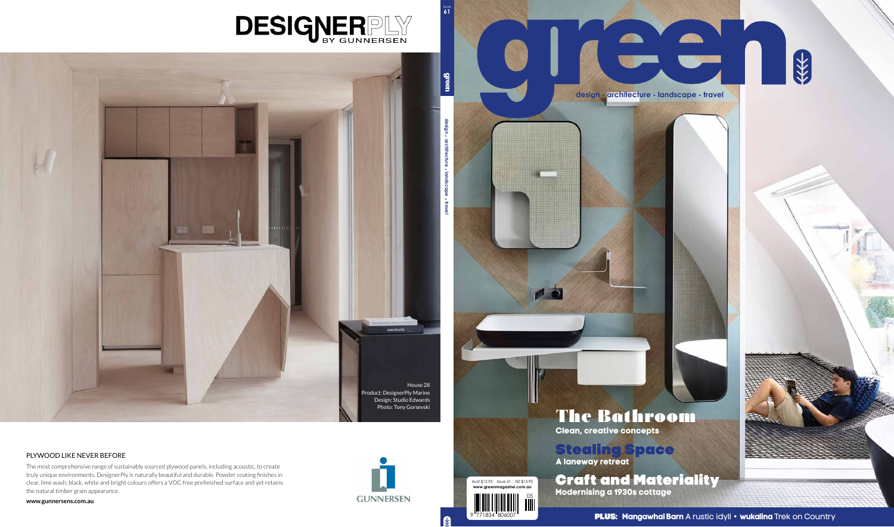# DESIGNERPLY BY GUNNERSEN

House 28
Product: DesignerPly Marine
Design: Studio Edwards
Photo: Tony Gorsevski

PLYWOOD LIKE NEVER BEFORE

The most comprehensive range of sustainably sourced plywood panels, including acoustic, to create truly unique environments. DesignerPly is naturally beautiful and durable. Powder coating finishes in clear, lime wash, black, white and bright colours offers a VOC free prefinished surface and yet retains the natural timber grain appearance.

**www.gunnersens.com.au**

GUNNERSEN

Issue 61

green

design • architecture • landscape • travel

# green

design • architecture • landscape • travel

## The Bathroom

**Clean, creative concepts**

## Stealing Space

**A laneway retreat**

## Craft and Materiality

**Modernising a 1930s cottage**

Aust $12.95 Issue 61 NZ $13.95
www.greenmagazine.com.au

9 771834 806007 05

**PLUS: Mangawhai Barn** A rustic idyll • **wukalina** Trek on Country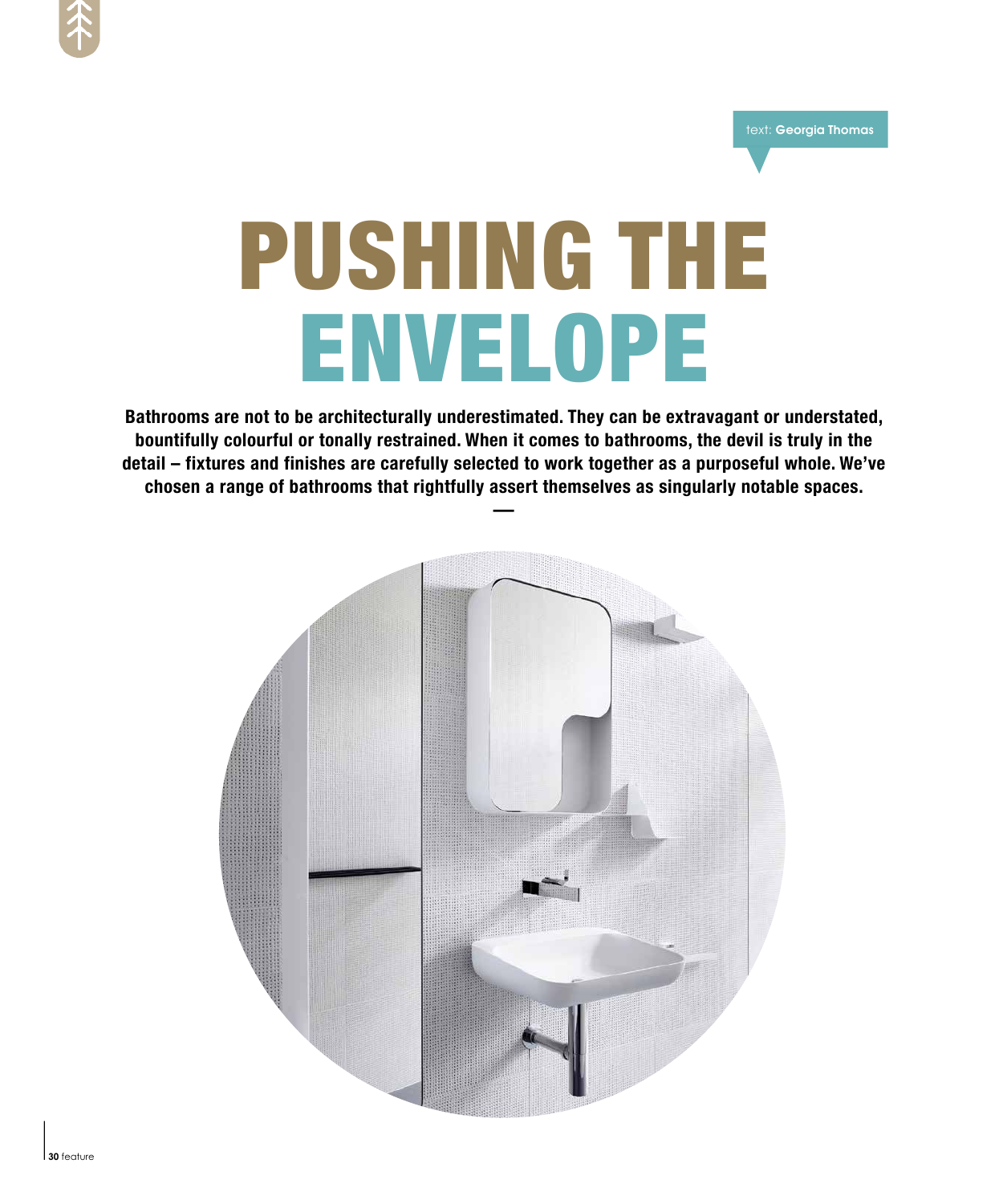text: **Georgia Thomas**

# PUSHING THE ENVELOPE

**Bathrooms are not to be architecturally underestimated. They can be extravagant or understated, bountifully colourful or tonally restrained. When it comes to bathrooms, the devil is truly in the detail – fixtures and finishes are carefully selected to work together as a purposeful whole. We've chosen a range of bathrooms that rightfully assert themselves as singularly notable spaces.**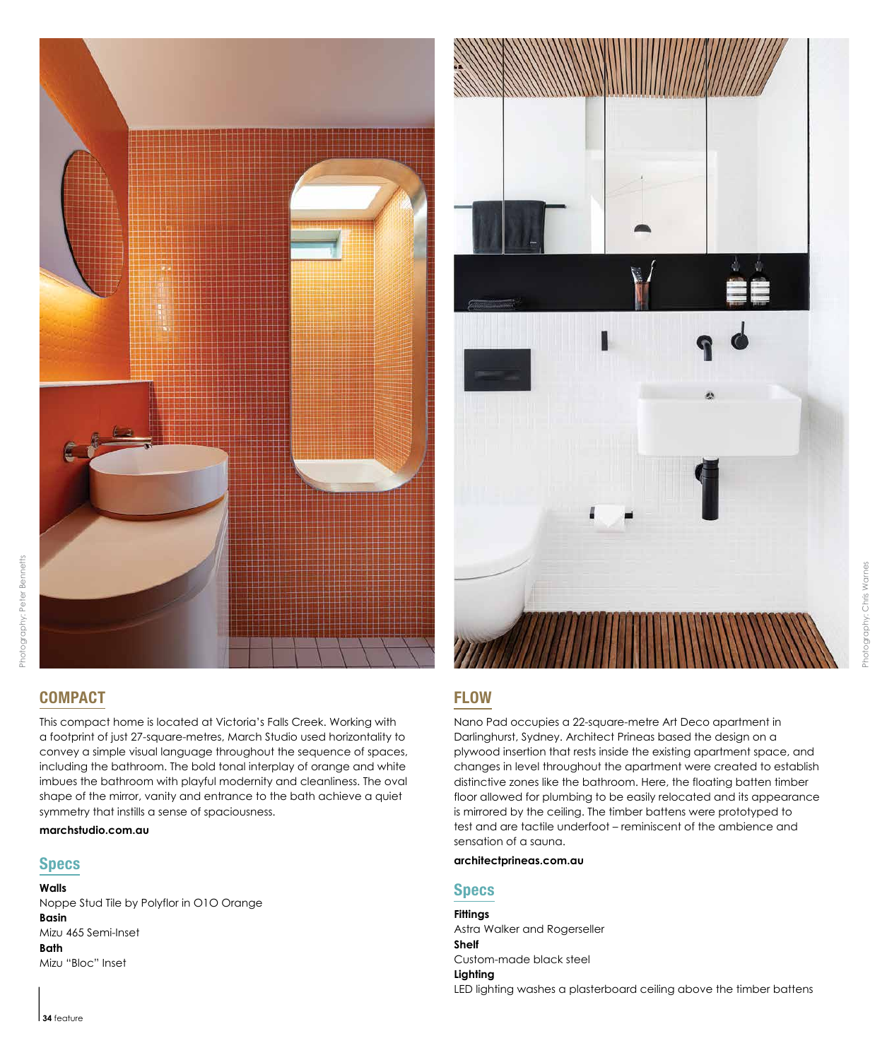## COMPACT

This compact home is located at Victoria's Falls Creek. Working with a footprint of just 27-square-metres, March Studio used horizontality to convey a simple visual language throughout the sequence of spaces, including the bathroom. The bold tonal interplay of orange and white imbues the bathroom with playful modernity and cleanliness. The oval shape of the mirror, vanity and entrance to the bath achieve a quiet symmetry that instills a sense of spaciousness.

**marchstudio.com.au**

### Specs

**Walls**
Noppe Stud Tile by Polyflor in 010 Orange
**Basin**
Mizu 465 Semi-Inset
**Bath**
Mizu "Bloc" Inset

Photography: Peter Bennetts

## FLOW

Nano Pad occupies a 22-square-metre Art Deco apartment in Darlinghurst, Sydney. Architect Prineas based the design on a plywood insertion that rests inside the existing apartment space, and changes in level throughout the apartment were created to establish distinctive zones like the bathroom. Here, the floating batten timber floor allowed for plumbing to be easily relocated and its appearance is mirrored by the ceiling. The timber battens were prototyped to test and are tactile underfoot – reminiscent of the ambience and sensation of a sauna.

**architectprineas.com.au**

### Specs

**Fittings**
Astra Walker and Rogerseller
**Shelf**
Custom-made black steel
**Lighting**
LED lighting washes a plasterboard ceiling above the timber battens

Photography: Chris Warnes